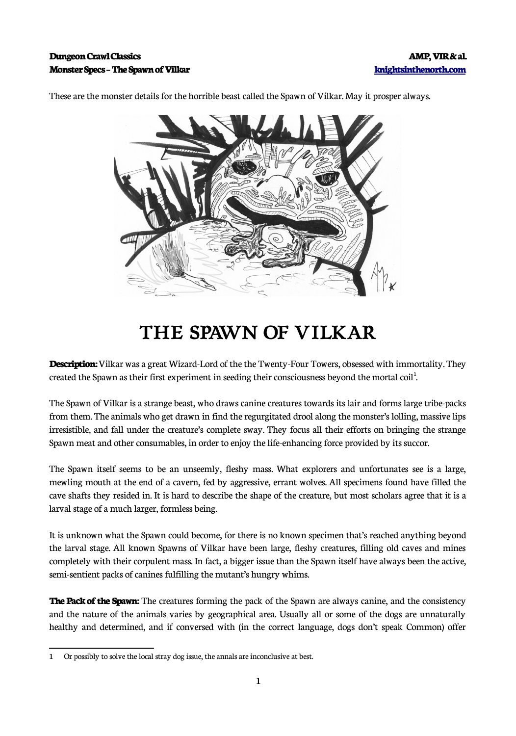These are the monster details for the horrible beast called the Spawn of Vilkar. May it prosper always.

# THE SPAWN OF VILKAR

**Description:** Vilkar was a great Wizard-Lord of the the Twenty-Four Towers, obsessed with immortality. They created the Spawn as their first experiment in seeding their consciousness beyond the mortal coil[1].

The Spawn of Vilkar is a strange beast, who draws canine creatures towards its lair and forms large tribe-packs from them. The animals who get drawn in find the regurgitated drool along the monster's lolling, massive lips irresistible, and fall under the creature's complete sway. They focus all their efforts on bringing the strange Spawn meat and other consumables, in order to enjoy the life-enhancing force provided by its succor.

The Spawn itself seems to be an unseemly, fleshy mass. What explorers and unfortunates see is a large, mewling mouth at the end of a cavern, fed by aggressive, errant wolves. All specimens found have filled the cave shafts they resided in. It is hard to describe the shape of the creature, but most scholars agree that it is a larval stage of a much larger, formless being.

It is unknown what the Spawn could become, for there is no known specimen that's reached anything beyond the larval stage. All known Spawns of Vilkar have been large, fleshy creatures, filling old caves and mines completely with their corpulent mass. In fact, a bigger issue than the Spawn itself have always been the active, semi-sentient packs of canines fulfilling the mutant's hungry whims.

**The Pack of the Spawn:** The creatures forming the pack of the Spawn are always canine, and the consistency and the nature of the animals varies by geographical area. Usually all or some of the dogs are unnaturally healthy and determined, and if conversed with (in the correct language, dogs don't speak Common) offer

[1] Or possibly to solve the local stray dog issue, the annals are inconclusive at best.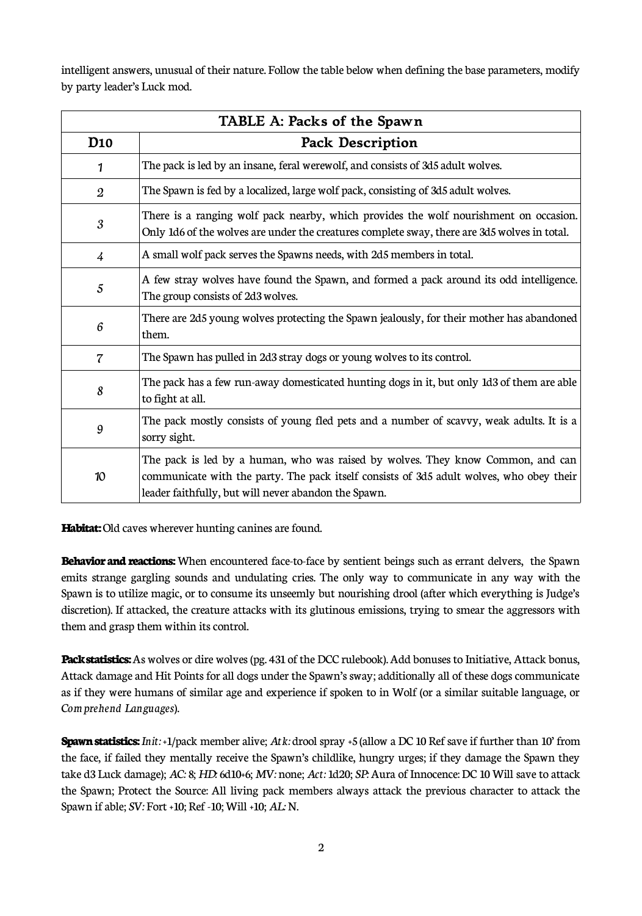intelligent answers, unusual of their nature. Follow the table below when defining the base parameters, modify by party leader's Luck mod.

| TABLE A: Packs of the Spawn | |
|---|---|
| **D10** | **Pack Description** |
| 1 | The pack is led by an insane, feral werewolf, and consists of 3d5 adult wolves. |
| 2 | The Spawn is fed by a localized, large wolf pack, consisting of 3d5 adult wolves. |
| 3 | There is a ranging wolf pack nearby, which provides the wolf nourishment on occasion. Only 1d6 of the wolves are under the creatures complete sway, there are 3d5 wolves in total. |
| 4 | A small wolf pack serves the Spawns needs, with 2d5 members in total. |
| 5 | A few stray wolves have found the Spawn, and formed a pack around its odd intelligence. The group consists of 2d3 wolves. |
| 6 | There are 2d5 young wolves protecting the Spawn jealously, for their mother has abandoned them. |
| 7 | The Spawn has pulled in 2d3 stray dogs or young wolves to its control. |
| 8 | The pack has a few run-away domesticated hunting dogs in it, but only 1d3 of them are able to fight at all. |
| 9 | The pack mostly consists of young fled pets and a number of scavvy, weak adults. It is a sorry sight. |
| 10 | The pack is led by a human, who was raised by wolves. They know Common, and can communicate with the party. The pack itself consists of 3d5 adult wolves, who obey their leader faithfully, but will never abandon the Spawn. |

**Habitat:** Old caves wherever hunting canines are found.

**Behavior and reactions:** When encountered face-to-face by sentient beings such as errant delvers, the Spawn emits strange gargling sounds and undulating cries. The only way to communicate in any way with the Spawn is to utilize magic, or to consume its unseemly but nourishing drool (after which everything is Judge's discretion). If attacked, the creature attacks with its glutinous emissions, trying to smear the aggressors with them and grasp them within its control.

**Pack statistics:** As wolves or dire wolves (pg. 431 of the DCC rulebook). Add bonuses to Initiative, Attack bonus, Attack damage and Hit Points for all dogs under the Spawn's sway; additionally all of these dogs communicate as if they were humans of similar age and experience if spoken to in Wolf (or a similar suitable language, or *Comprehend Languages*).

**Spawn statistics:** *Init:* +1/pack member alive; *Atk:* drool spray +5 (allow a DC 10 Ref save if further than 10' from the face, if failed they mentally receive the Spawn's childlike, hungry urges; if they damage the Spawn they take d3 Luck damage); *AC:* 8; *HD:* 6d10+6; *MV:* none; *Act:* 1d20; *SP:* Aura of Innocence: DC 10 Will save to attack the Spawn; Protect the Source: All living pack members always attack the previous character to attack the Spawn if able; *SV:* Fort +10; Ref -10; Will +10; *AL:* N.